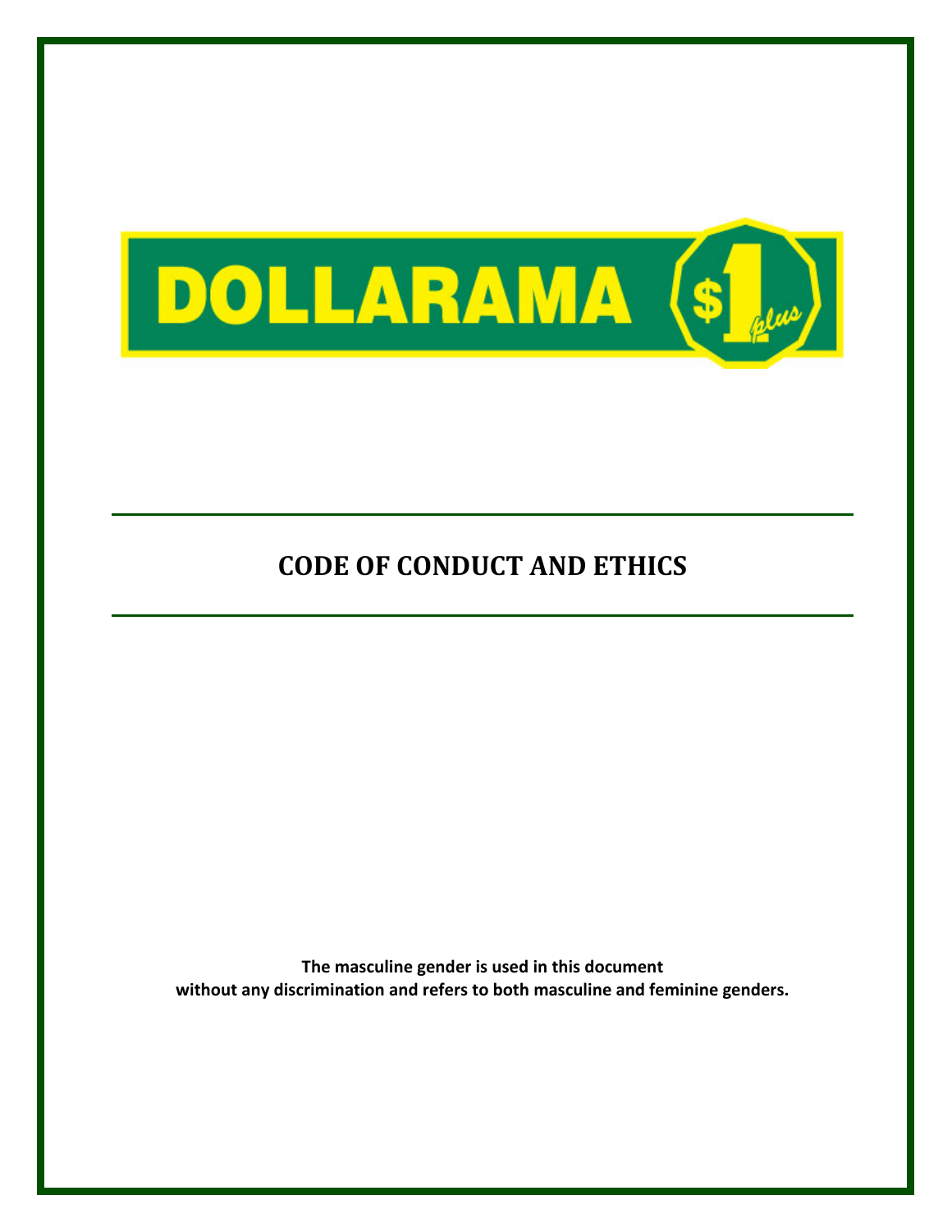DOLLARAMA $1 plus

# CODE OF CONDUCT AND ETHICS

**The masculine gender is used in this document without any discrimination and refers to both masculine and feminine genders.**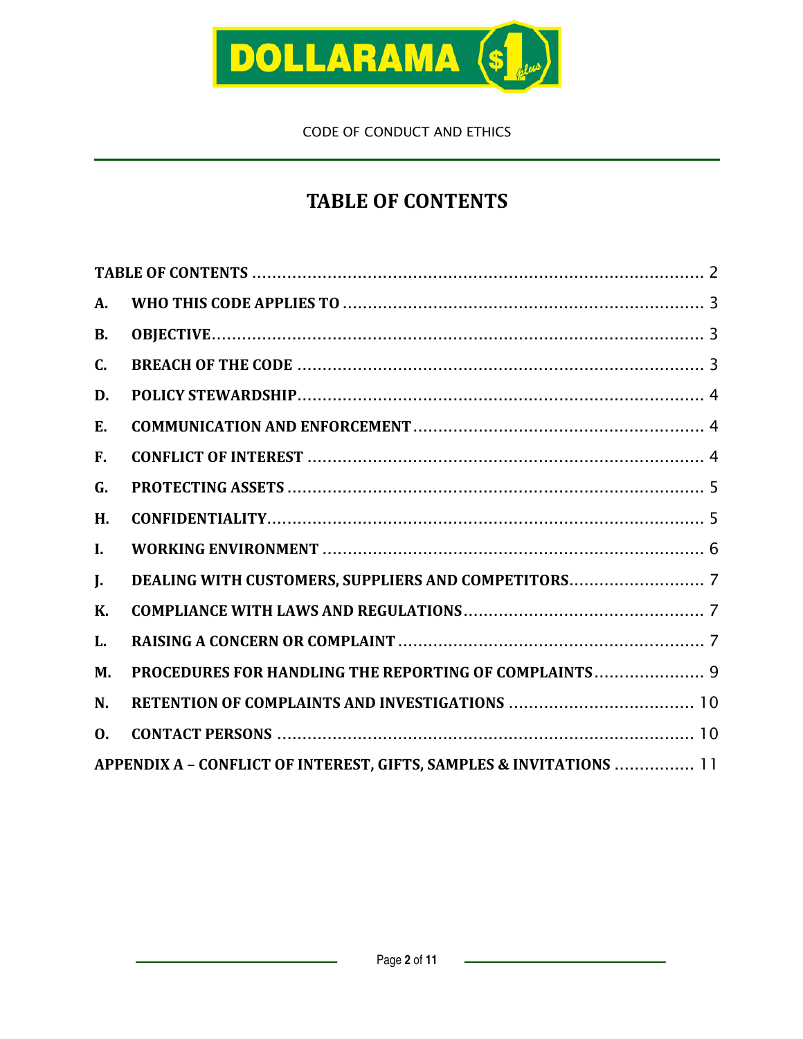CODE OF CONDUCT AND ETHICS

# TABLE OF CONTENTS

TABLE OF CONTENTS ........................................................................................ 2

A. WHO THIS CODE APPLIES TO ........................................................................ 3

B. OBJECTIVE ........................................................................................................ 3

C. BREACH OF THE CODE .................................................................................. 3

D. POLICY STEWARDSHIP .................................................................................. 4

E. COMMUNICATION AND ENFORCEMENT .................................................... 4

F. CONFLICT OF INTEREST ................................................................................ 4

G. PROTECTING ASSETS ..................................................................................... 5

H. CONFIDENTIALITY ........................................................................................... 5

I. WORKING ENVIRONMENT ............................................................................. 6

J. DEALING WITH CUSTOMERS, SUPPLIERS AND COMPETITORS ............. 7

K. COMPLIANCE WITH LAWS AND REGULATIONS ........................................ 7

L. RAISING A CONCERN OR COMPLAINT ........................................................ 7

M. PROCEDURES FOR HANDLING THE REPORTING OF COMPLAINTS ...... 9

N. RETENTION OF COMPLAINTS AND INVESTIGATIONS ............................ 10

O. CONTACT PERSONS ..................................................................................... 10

APPENDIX A – CONFLICT OF INTEREST, GIFTS, SAMPLES & INVITATIONS ............... 11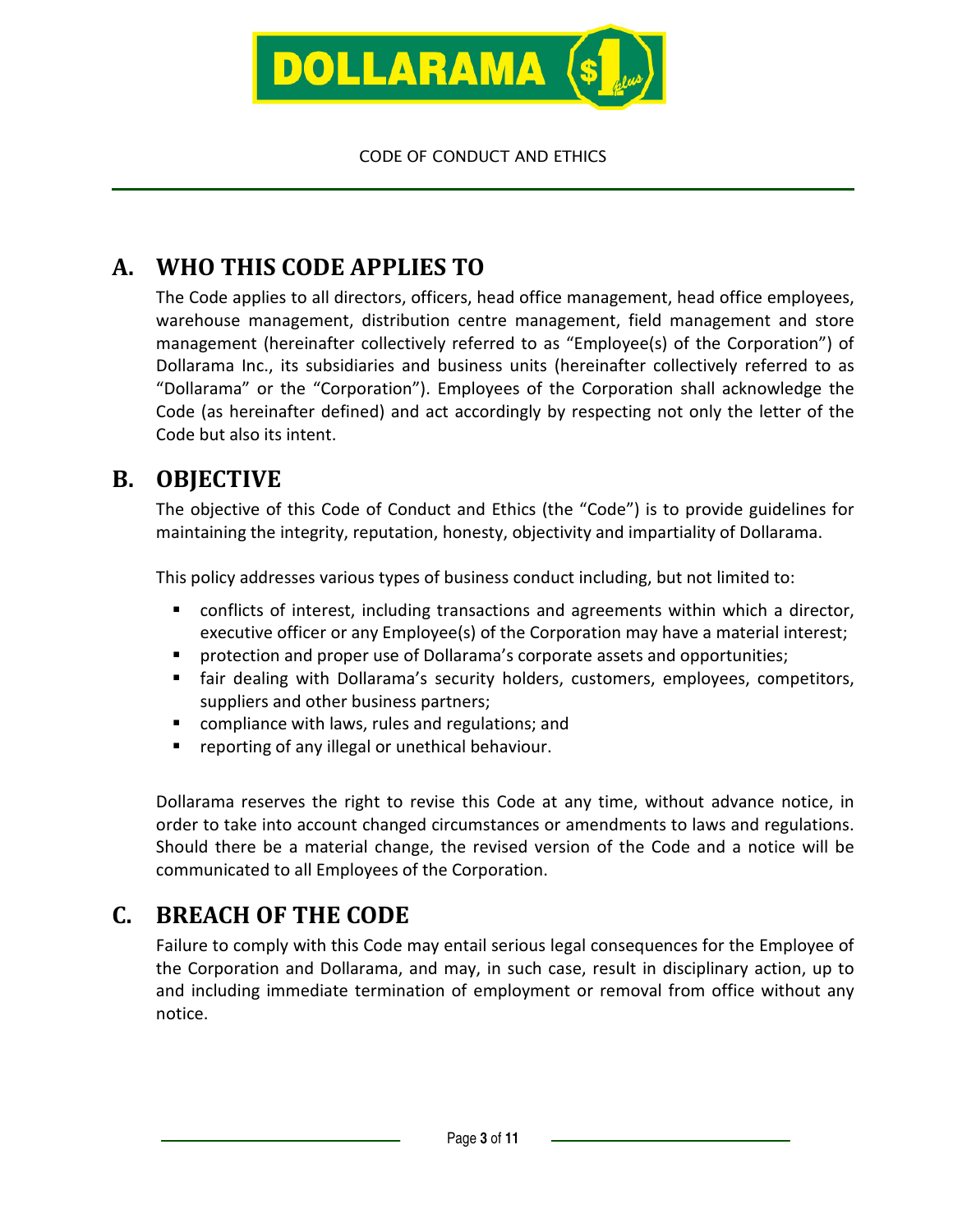## A. WHO THIS CODE APPLIES TO

The Code applies to all directors, officers, head office management, head office employees, warehouse management, distribution centre management, field management and store management (hereinafter collectively referred to as "Employee(s) of the Corporation") of Dollarama Inc., its subsidiaries and business units (hereinafter collectively referred to as "Dollarama" or the "Corporation"). Employees of the Corporation shall acknowledge the Code (as hereinafter defined) and act accordingly by respecting not only the letter of the Code but also its intent.

## B. OBJECTIVE

The objective of this Code of Conduct and Ethics (the "Code") is to provide guidelines for maintaining the integrity, reputation, honesty, objectivity and impartiality of Dollarama.

This policy addresses various types of business conduct including, but not limited to:

- conflicts of interest, including transactions and agreements within which a director, executive officer or any Employee(s) of the Corporation may have a material interest;
- protection and proper use of Dollarama's corporate assets and opportunities;
- fair dealing with Dollarama's security holders, customers, employees, competitors, suppliers and other business partners;
- compliance with laws, rules and regulations; and
- reporting of any illegal or unethical behaviour.

Dollarama reserves the right to revise this Code at any time, without advance notice, in order to take into account changed circumstances or amendments to laws and regulations. Should there be a material change, the revised version of the Code and a notice will be communicated to all Employees of the Corporation.

## C. BREACH OF THE CODE

Failure to comply with this Code may entail serious legal consequences for the Employee of the Corporation and Dollarama, and may, in such case, result in disciplinary action, up to and including immediate termination of employment or removal from office without any notice.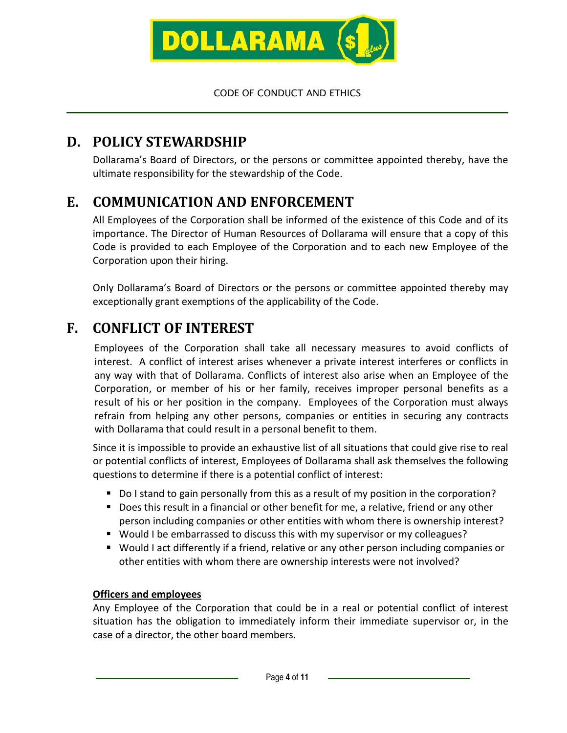## D. POLICY STEWARDSHIP

Dollarama's Board of Directors, or the persons or committee appointed thereby, have the ultimate responsibility for the stewardship of the Code.

## E. COMMUNICATION AND ENFORCEMENT

All Employees of the Corporation shall be informed of the existence of this Code and of its importance. The Director of Human Resources of Dollarama will ensure that a copy of this Code is provided to each Employee of the Corporation and to each new Employee of the Corporation upon their hiring.

Only Dollarama's Board of Directors or the persons or committee appointed thereby may exceptionally grant exemptions of the applicability of the Code.

## F. CONFLICT OF INTEREST

Employees of the Corporation shall take all necessary measures to avoid conflicts of interest. A conflict of interest arises whenever a private interest interferes or conflicts in any way with that of Dollarama. Conflicts of interest also arise when an Employee of the Corporation, or member of his or her family, receives improper personal benefits as a result of his or her position in the company. Employees of the Corporation must always refrain from helping any other persons, companies or entities in securing any contracts with Dollarama that could result in a personal benefit to them.

Since it is impossible to provide an exhaustive list of all situations that could give rise to real or potential conflicts of interest, Employees of Dollarama shall ask themselves the following questions to determine if there is a potential conflict of interest:

- Do I stand to gain personally from this as a result of my position in the corporation?
- Does this result in a financial or other benefit for me, a relative, friend or any other person including companies or other entities with whom there is ownership interest?
- Would I be embarrassed to discuss this with my supervisor or my colleagues?
- Would I act differently if a friend, relative or any other person including companies or other entities with whom there are ownership interests were not involved?

**Officers and employees**

Any Employee of the Corporation that could be in a real or potential conflict of interest situation has the obligation to immediately inform their immediate supervisor or, in the case of a director, the other board members.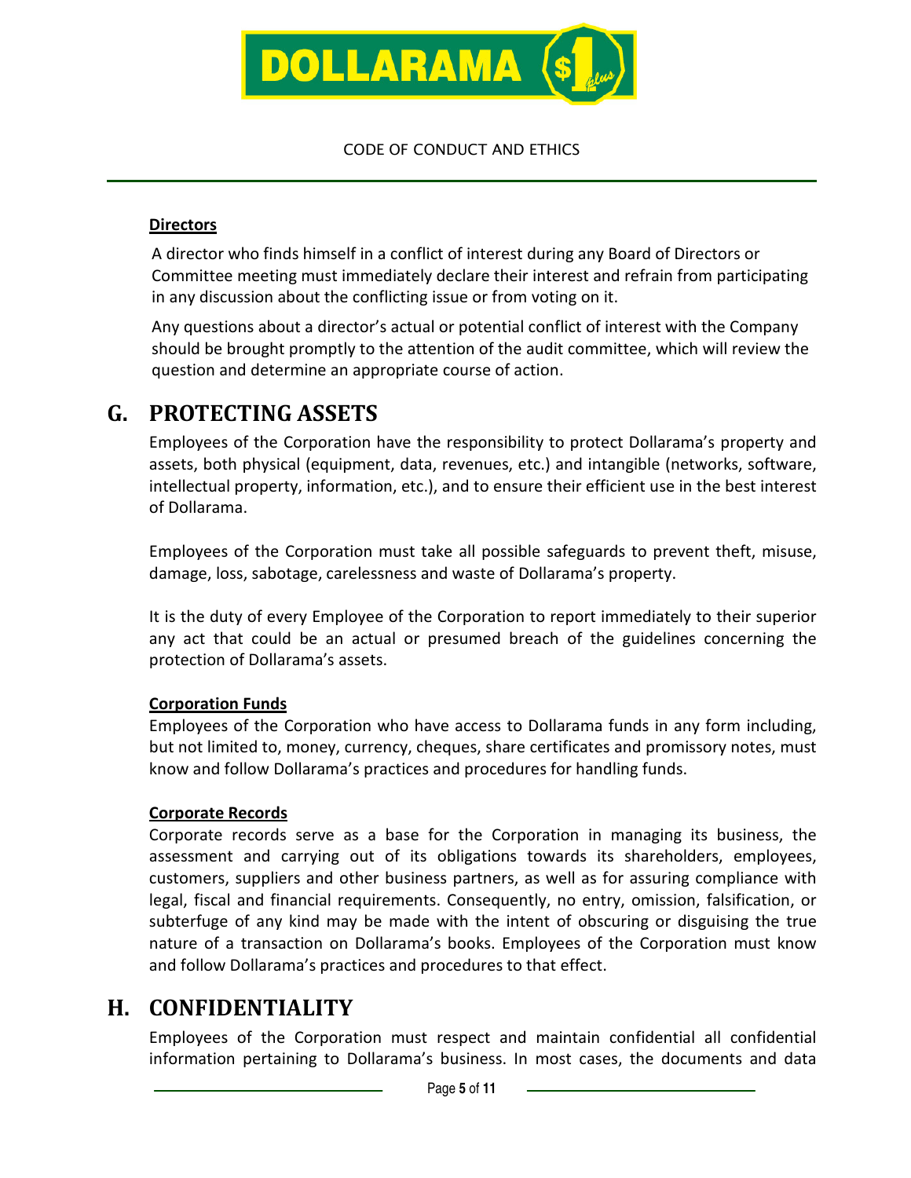#### Directors

A director who finds himself in a conflict of interest during any Board of Directors or Committee meeting must immediately declare their interest and refrain from participating in any discussion about the conflicting issue or from voting on it.

Any questions about a director's actual or potential conflict of interest with the Company should be brought promptly to the attention of the audit committee, which will review the question and determine an appropriate course of action.

## G. PROTECTING ASSETS

Employees of the Corporation have the responsibility to protect Dollarama's property and assets, both physical (equipment, data, revenues, etc.) and intangible (networks, software, intellectual property, information, etc.), and to ensure their efficient use in the best interest of Dollarama.

Employees of the Corporation must take all possible safeguards to prevent theft, misuse, damage, loss, sabotage, carelessness and waste of Dollarama's property.

It is the duty of every Employee of the Corporation to report immediately to their superior any act that could be an actual or presumed breach of the guidelines concerning the protection of Dollarama's assets.

#### Corporation Funds

Employees of the Corporation who have access to Dollarama funds in any form including, but not limited to, money, currency, cheques, share certificates and promissory notes, must know and follow Dollarama's practices and procedures for handling funds.

#### Corporate Records

Corporate records serve as a base for the Corporation in managing its business, the assessment and carrying out of its obligations towards its shareholders, employees, customers, suppliers and other business partners, as well as for assuring compliance with legal, fiscal and financial requirements. Consequently, no entry, omission, falsification, or subterfuge of any kind may be made with the intent of obscuring or disguising the true nature of a transaction on Dollarama's books. Employees of the Corporation must know and follow Dollarama's practices and procedures to that effect.

## H. CONFIDENTIALITY

Employees of the Corporation must respect and maintain confidential all confidential information pertaining to Dollarama's business. In most cases, the documents and data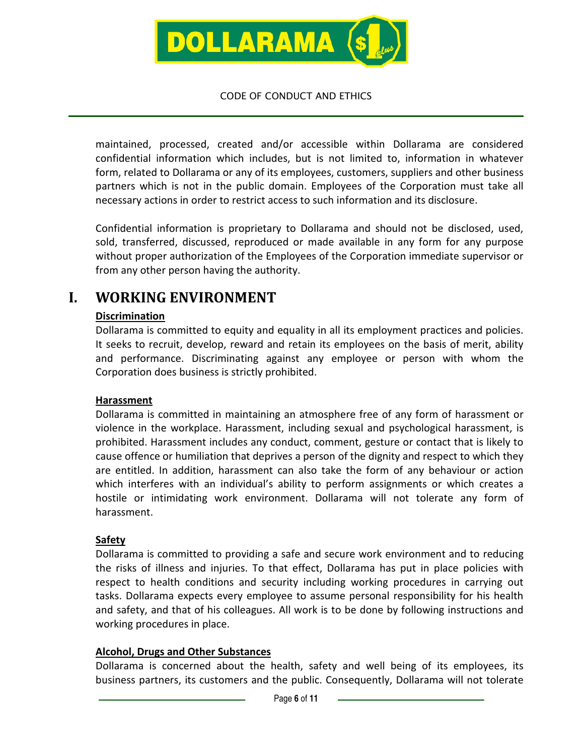maintained, processed, created and/or accessible within Dollarama are considered confidential information which includes, but is not limited to, information in whatever form, related to Dollarama or any of its employees, customers, suppliers and other business partners which is not in the public domain. Employees of the Corporation must take all necessary actions in order to restrict access to such information and its disclosure.

Confidential information is proprietary to Dollarama and should not be disclosed, used, sold, transferred, discussed, reproduced or made available in any form for any purpose without proper authorization of the Employees of the Corporation immediate supervisor or from any other person having the authority.

# I. WORKING ENVIRONMENT

**Discrimination**

Dollarama is committed to equity and equality in all its employment practices and policies. It seeks to recruit, develop, reward and retain its employees on the basis of merit, ability and performance. Discriminating against any employee or person with whom the Corporation does business is strictly prohibited.

**Harassment**

Dollarama is committed in maintaining an atmosphere free of any form of harassment or violence in the workplace. Harassment, including sexual and psychological harassment, is prohibited. Harassment includes any conduct, comment, gesture or contact that is likely to cause offence or humiliation that deprives a person of the dignity and respect to which they are entitled. In addition, harassment can also take the form of any behaviour or action which interferes with an individual's ability to perform assignments or which creates a hostile or intimidating work environment. Dollarama will not tolerate any form of harassment.

**Safety**

Dollarama is committed to providing a safe and secure work environment and to reducing the risks of illness and injuries. To that effect, Dollarama has put in place policies with respect to health conditions and security including working procedures in carrying out tasks. Dollarama expects every employee to assume personal responsibility for his health and safety, and that of his colleagues. All work is to be done by following instructions and working procedures in place.

**Alcohol, Drugs and Other Substances**

Dollarama is concerned about the health, safety and well being of its employees, its business partners, its customers and the public. Consequently, Dollarama will not tolerate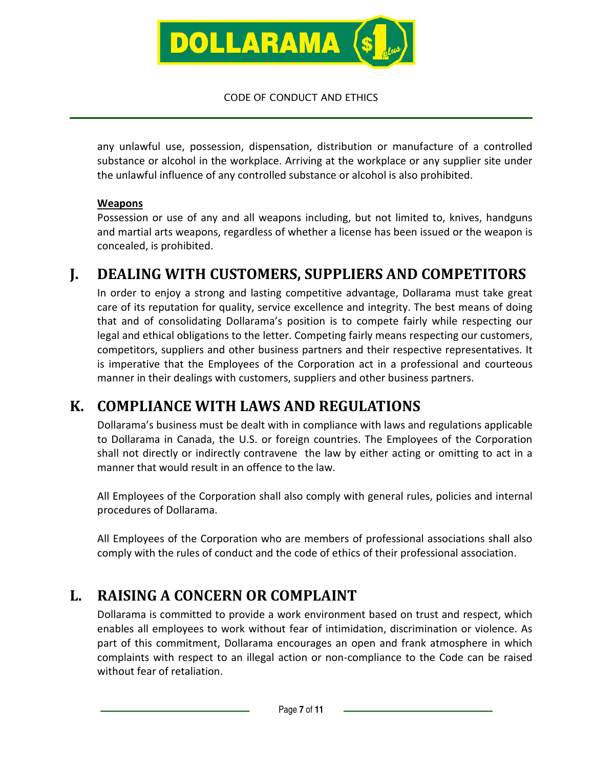any unlawful use, possession, dispensation, distribution or manufacture of a controlled substance or alcohol in the workplace. Arriving at the workplace or any supplier site under the unlawful influence of any controlled substance or alcohol is also prohibited.

**Weapons**

Possession or use of any and all weapons including, but not limited to, knives, handguns and martial arts weapons, regardless of whether a license has been issued or the weapon is concealed, is prohibited.

## J. DEALING WITH CUSTOMERS, SUPPLIERS AND COMPETITORS

In order to enjoy a strong and lasting competitive advantage, Dollarama must take great care of its reputation for quality, service excellence and integrity. The best means of doing that and of consolidating Dollarama's position is to compete fairly while respecting our legal and ethical obligations to the letter. Competing fairly means respecting our customers, competitors, suppliers and other business partners and their respective representatives. It is imperative that the Employees of the Corporation act in a professional and courteous manner in their dealings with customers, suppliers and other business partners.

## K. COMPLIANCE WITH LAWS AND REGULATIONS

Dollarama's business must be dealt with in compliance with laws and regulations applicable to Dollarama in Canada, the U.S. or foreign countries. The Employees of the Corporation shall not directly or indirectly contravene the law by either acting or omitting to act in a manner that would result in an offence to the law.

All Employees of the Corporation shall also comply with general rules, policies and internal procedures of Dollarama.

All Employees of the Corporation who are members of professional associations shall also comply with the rules of conduct and the code of ethics of their professional association.

## L. RAISING A CONCERN OR COMPLAINT

Dollarama is committed to provide a work environment based on trust and respect, which enables all employees to work without fear of intimidation, discrimination or violence. As part of this commitment, Dollarama encourages an open and frank atmosphere in which complaints with respect to an illegal action or non-compliance to the Code can be raised without fear of retaliation.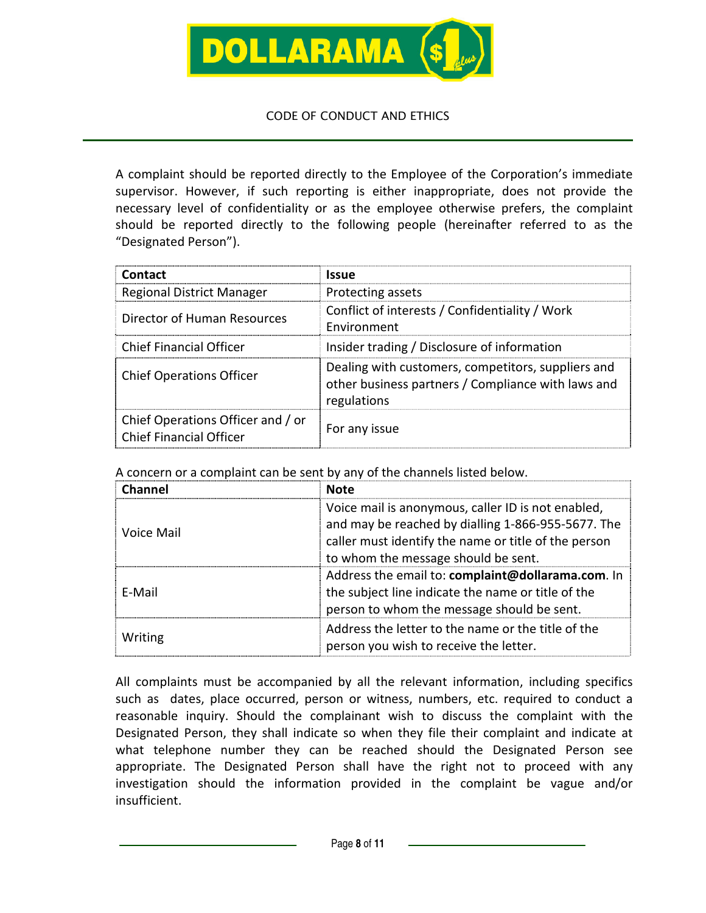A complaint should be reported directly to the Employee of the Corporation's immediate supervisor. However, if such reporting is either inappropriate, does not provide the necessary level of confidentiality or as the employee otherwise prefers, the complaint should be reported directly to the following people (hereinafter referred to as the "Designated Person").

| Contact | Issue |
|---|---|
| Regional District Manager | Protecting assets |
| Director of Human Resources | Conflict of interests / Confidentiality / Work Environment |
| Chief Financial Officer | Insider trading / Disclosure of information |
| Chief Operations Officer | Dealing with customers, competitors, suppliers and other business partners / Compliance with laws and regulations |
| Chief Operations Officer and / or Chief Financial Officer | For any issue |

A concern or a complaint can be sent by any of the channels listed below.

| Channel | Note |
|---|---|
| Voice Mail | Voice mail is anonymous, caller ID is not enabled, and may be reached by dialling 1-866-955-5677. The caller must identify the name or title of the person to whom the message should be sent. |
| E-Mail | Address the email to: **complaint@dollarama.com**. In the subject line indicate the name or title of the person to whom the message should be sent. |
| Writing | Address the letter to the name or the title of the person you wish to receive the letter. |

All complaints must be accompanied by all the relevant information, including specifics such as dates, place occurred, person or witness, numbers, etc. required to conduct a reasonable inquiry. Should the complainant wish to discuss the complaint with the Designated Person, they shall indicate so when they file their complaint and indicate at what telephone number they can be reached should the Designated Person see appropriate. The Designated Person shall have the right not to proceed with any investigation should the information provided in the complaint be vague and/or insufficient.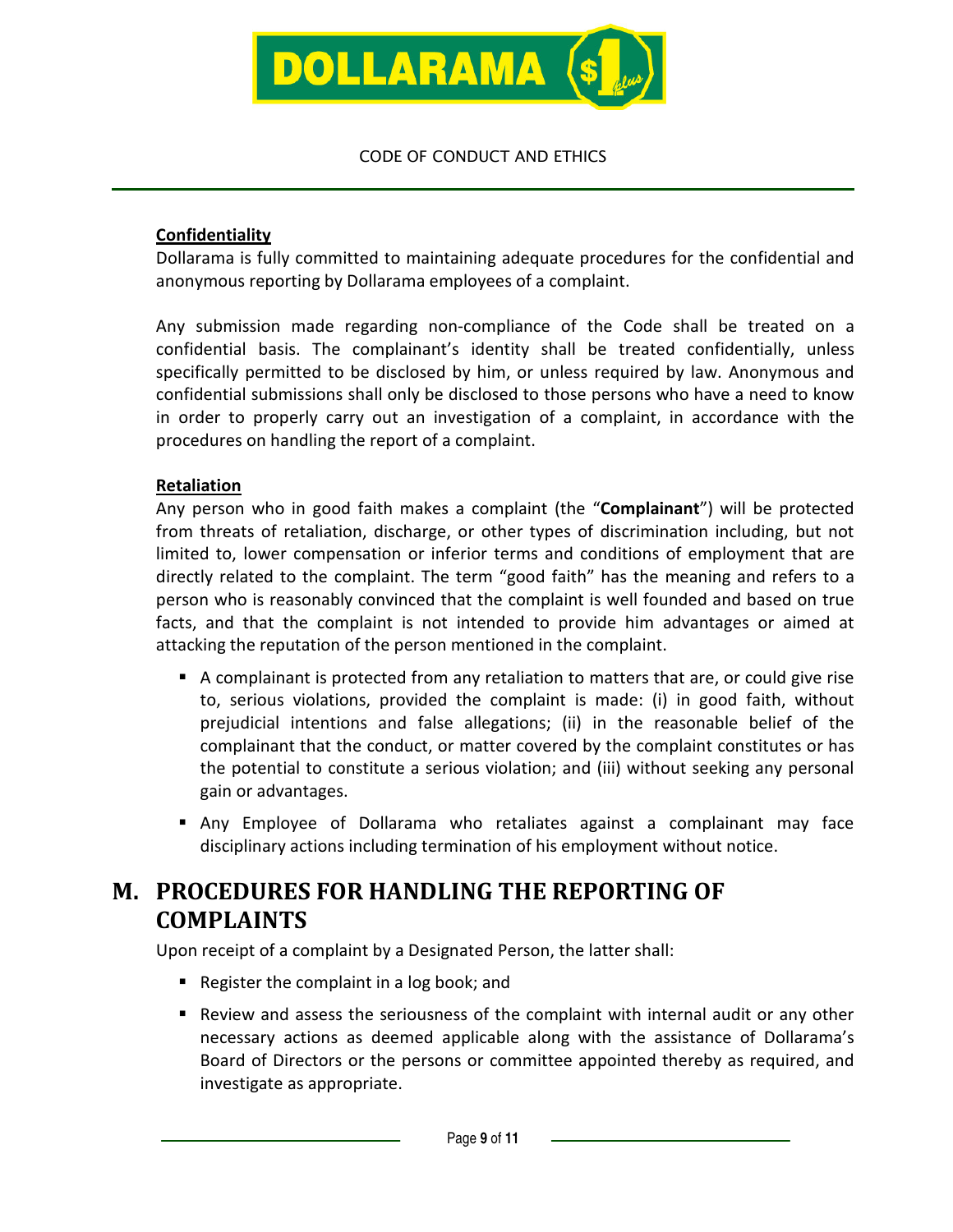**Confidentiality**

Dollarama is fully committed to maintaining adequate procedures for the confidential and anonymous reporting by Dollarama employees of a complaint.

Any submission made regarding non-compliance of the Code shall be treated on a confidential basis. The complainant's identity shall be treated confidentially, unless specifically permitted to be disclosed by him, or unless required by law. Anonymous and confidential submissions shall only be disclosed to those persons who have a need to know in order to properly carry out an investigation of a complaint, in accordance with the procedures on handling the report of a complaint.

**Retaliation**

Any person who in good faith makes a complaint (the "**Complainant**") will be protected from threats of retaliation, discharge, or other types of discrimination including, but not limited to, lower compensation or inferior terms and conditions of employment that are directly related to the complaint. The term "good faith" has the meaning and refers to a person who is reasonably convinced that the complaint is well founded and based on true facts, and that the complaint is not intended to provide him advantages or aimed at attacking the reputation of the person mentioned in the complaint.

- A complainant is protected from any retaliation to matters that are, or could give rise to, serious violations, provided the complaint is made: (i) in good faith, without prejudicial intentions and false allegations; (ii) in the reasonable belief of the complainant that the conduct, or matter covered by the complaint constitutes or has the potential to constitute a serious violation; and (iii) without seeking any personal gain or advantages.
- Any Employee of Dollarama who retaliates against a complainant may face disciplinary actions including termination of his employment without notice.

## M. PROCEDURES FOR HANDLING THE REPORTING OF COMPLAINTS

Upon receipt of a complaint by a Designated Person, the latter shall:

- Register the complaint in a log book; and
- Review and assess the seriousness of the complaint with internal audit or any other necessary actions as deemed applicable along with the assistance of Dollarama's Board of Directors or the persons or committee appointed thereby as required, and investigate as appropriate.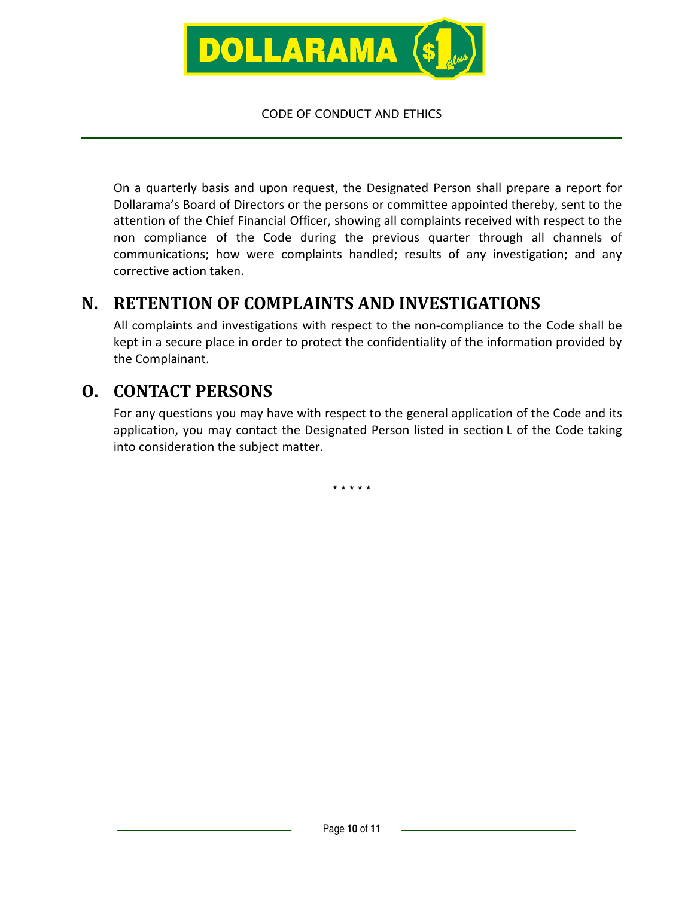On a quarterly basis and upon request, the Designated Person shall prepare a report for Dollarama's Board of Directors or the persons or committee appointed thereby, sent to the attention of the Chief Financial Officer, showing all complaints received with respect to the non compliance of the Code during the previous quarter through all channels of communications; how were complaints handled; results of any investigation; and any corrective action taken.

## N. RETENTION OF COMPLAINTS AND INVESTIGATIONS

All complaints and investigations with respect to the non-compliance to the Code shall be kept in a secure place in order to protect the confidentiality of the information provided by the Complainant.

## O. CONTACT PERSONS

For any questions you may have with respect to the general application of the Code and its application, you may contact the Designated Person listed in section L of the Code taking into consideration the subject matter.

\* \* \* \* \*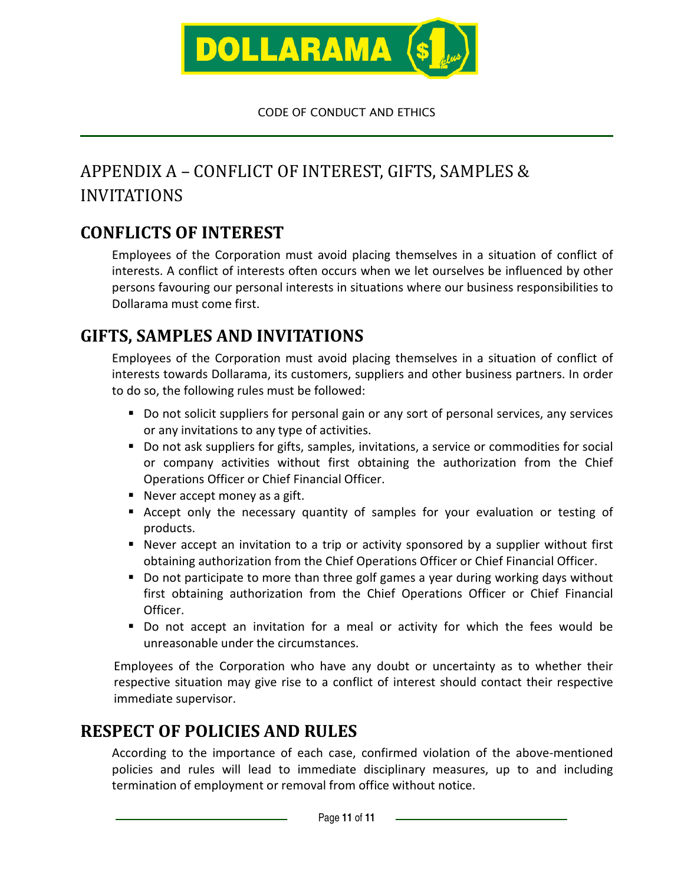# APPENDIX A – CONFLICT OF INTEREST, GIFTS, SAMPLES & INVITATIONS

## CONFLICTS OF INTEREST

Employees of the Corporation must avoid placing themselves in a situation of conflict of interests. A conflict of interests often occurs when we let ourselves be influenced by other persons favouring our personal interests in situations where our business responsibilities to Dollarama must come first.

## GIFTS, SAMPLES AND INVITATIONS

Employees of the Corporation must avoid placing themselves in a situation of conflict of interests towards Dollarama, its customers, suppliers and other business partners. In order to do so, the following rules must be followed:

- Do not solicit suppliers for personal gain or any sort of personal services, any services or any invitations to any type of activities.
- Do not ask suppliers for gifts, samples, invitations, a service or commodities for social or company activities without first obtaining the authorization from the Chief Operations Officer or Chief Financial Officer.
- Never accept money as a gift.
- Accept only the necessary quantity of samples for your evaluation or testing of products.
- Never accept an invitation to a trip or activity sponsored by a supplier without first obtaining authorization from the Chief Operations Officer or Chief Financial Officer.
- Do not participate to more than three golf games a year during working days without first obtaining authorization from the Chief Operations Officer or Chief Financial Officer.
- Do not accept an invitation for a meal or activity for which the fees would be unreasonable under the circumstances.

Employees of the Corporation who have any doubt or uncertainty as to whether their respective situation may give rise to a conflict of interest should contact their respective immediate supervisor.

## RESPECT OF POLICIES AND RULES

According to the importance of each case, confirmed violation of the above-mentioned policies and rules will lead to immediate disciplinary measures, up to and including termination of employment or removal from office without notice.